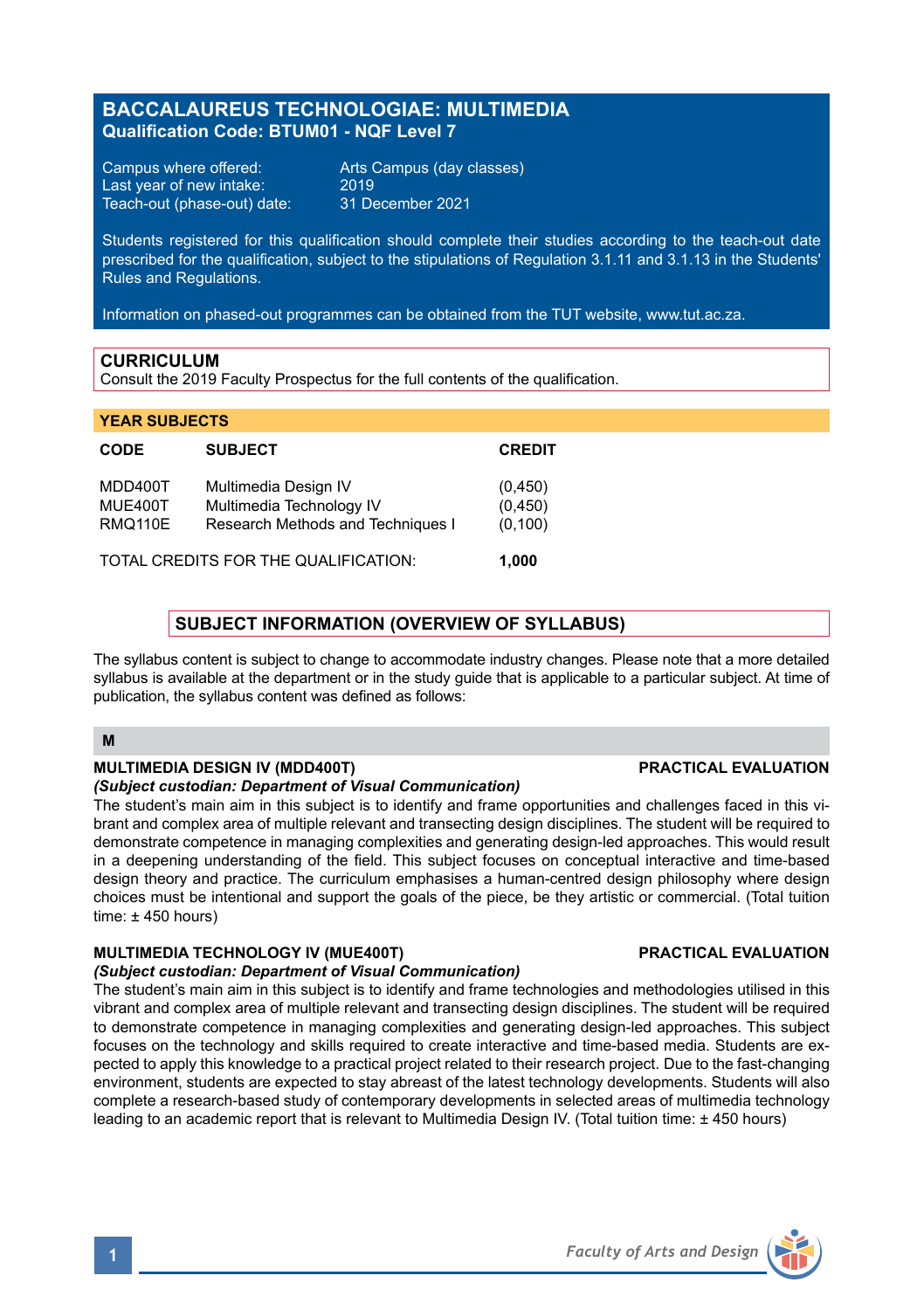# BACCALAUREUS TECHNOLOGIAE: MULTIMEDIA
**Qualification Code: BTUM01 - NQF Level 7**

Campus where offered: Arts Campus (day classes)
Last year of new intake: 2019
Teach-out (phase-out) date: 31 December 2021

Students registered for this qualification should complete their studies according to the teach-out date prescribed for the qualification, subject to the stipulations of Regulation 3.1.11 and 3.1.13 in the Students' Rules and Regulations.

Information on phased-out programmes can be obtained from the TUT website, www.tut.ac.za.

## CURRICULUM
Consult the 2019 Faculty Prospectus for the full contents of the qualification.

### YEAR SUBJECTS

| CODE | SUBJECT | CREDIT |
|---|---|---|
| MDD400T | Multimedia Design IV | (0,450) |
| MUE400T | Multimedia Technology IV | (0,450) |
| RMQ110E | Research Methods and Techniques I | (0,100) |
| TOTAL CREDITS FOR THE QUALIFICATION: | | **1,000** |

## SUBJECT INFORMATION (OVERVIEW OF SYLLABUS)

The syllabus content is subject to change to accommodate industry changes. Please note that a more detailed syllabus is available at the department or in the study guide that is applicable to a particular subject. At time of publication, the syllabus content was defined as follows:

### M

**MULTIMEDIA DESIGN IV (MDD400T)** **PRACTICAL EVALUATION**
***(Subject custodian: Department of Visual Communication)***
The student's main aim in this subject is to identify and frame opportunities and challenges faced in this vibrant and complex area of multiple relevant and transecting design disciplines. The student will be required to demonstrate competence in managing complexities and generating design-led approaches. This would result in a deepening understanding of the field. This subject focuses on conceptual interactive and time-based design theory and practice. The curriculum emphasises a human-centred design philosophy where design choices must be intentional and support the goals of the piece, be they artistic or commercial. (Total tuition time: ± 450 hours)

**MULTIMEDIA TECHNOLOGY IV (MUE400T)** **PRACTICAL EVALUATION**
***(Subject custodian: Department of Visual Communication)***
The student's main aim in this subject is to identify and frame technologies and methodologies utilised in this vibrant and complex area of multiple relevant and transecting design disciplines. The student will be required to demonstrate competence in managing complexities and generating design-led approaches. This subject focuses on the technology and skills required to create interactive and time-based media. Students are expected to apply this knowledge to a practical project related to their research project. Due to the fast-changing environment, students are expected to stay abreast of the latest technology developments. Students will also complete a research-based study of contemporary developments in selected areas of multimedia technology leading to an academic report that is relevant to Multimedia Design IV. (Total tuition time: ± 450 hours)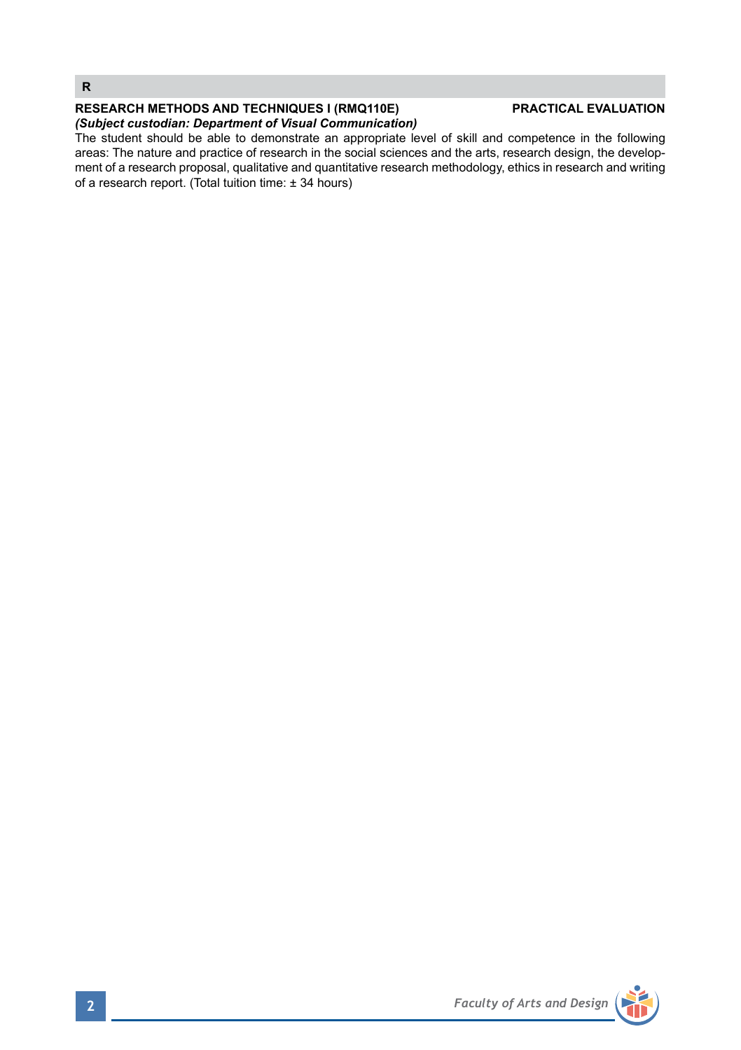## R

**RESEARCH METHODS AND TECHNIQUES I (RMQ110E)** **PRACTICAL EVALUATION**

***(Subject custodian: Department of Visual Communication)***

The student should be able to demonstrate an appropriate level of skill and competence in the following areas: The nature and practice of research in the social sciences and the arts, research design, the development of a research proposal, qualitative and quantitative research methodology, ethics in research and writing of a research report. (Total tuition time: ± 34 hours)